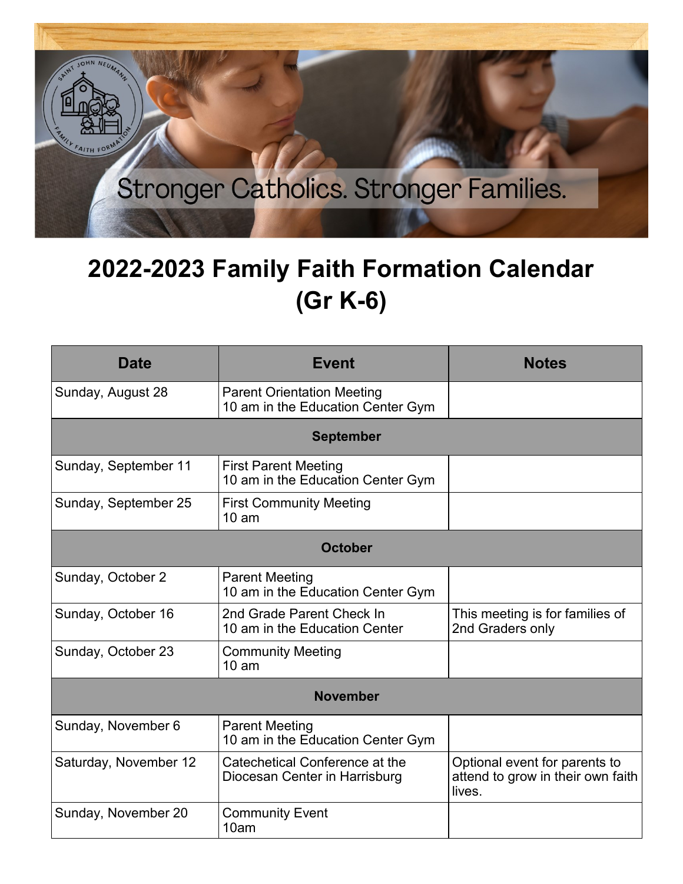Stronger Catholics. Stronger Families.

# 2022-2023 Family Faith Formation Calendar (Gr K-6)

| Date | Event | Notes |
|---|---|---|
| Sunday, August 28 | Parent Orientation Meeting<br>10 am in the Education Center Gym | |
| **September** | | |
| Sunday, September 11 | First Parent Meeting<br>10 am in the Education Center Gym | |
| Sunday, September 25 | First Community Meeting<br>10 am | |
| **October** | | |
| Sunday, October 2 | Parent Meeting<br>10 am in the Education Center Gym | |
| Sunday, October 16 | 2nd Grade Parent Check In<br>10 am in the Education Center | This meeting is for families of 2nd Graders only |
| Sunday, October 23 | Community Meeting<br>10 am | |
| **November** | | |
| Sunday, November 6 | Parent Meeting<br>10 am in the Education Center Gym | |
| Saturday, November 12 | Catechetical Conference at the Diocesan Center in Harrisburg | Optional event for parents to attend to grow in their own faith lives. |
| Sunday, November 20 | Community Event<br>10am | |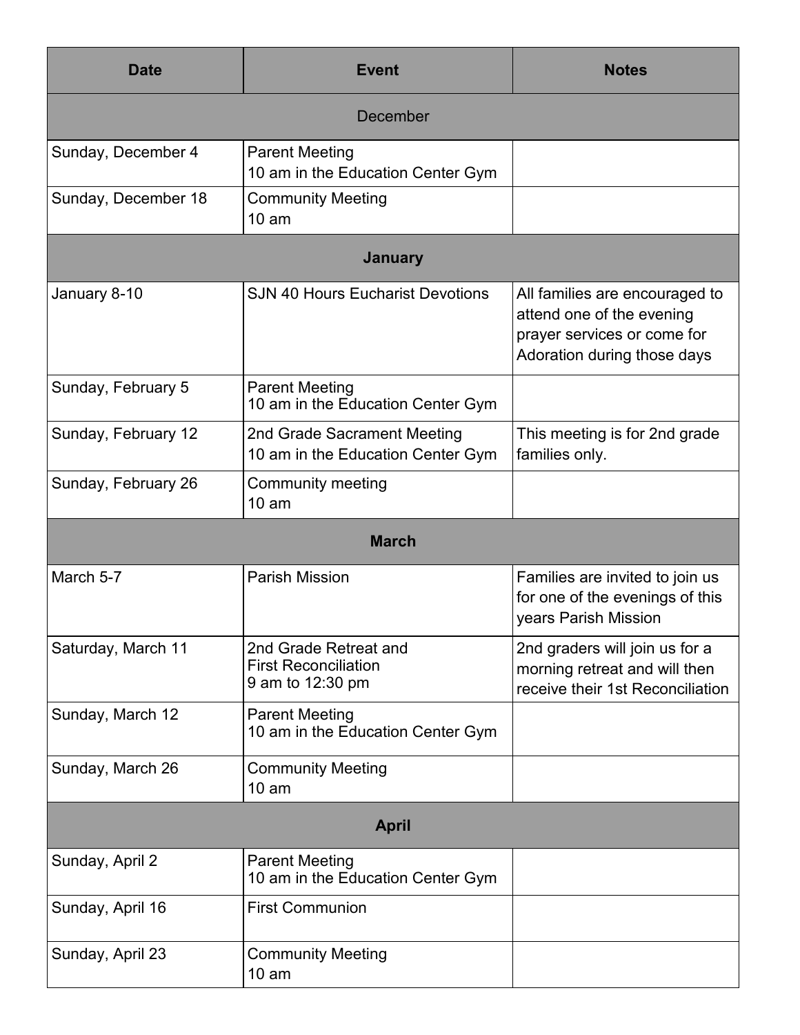| Date | Event | Notes |
| --- | --- | --- |
| December | | |
| Sunday, December 4 | Parent Meeting<br>10 am in the Education Center Gym | |
| Sunday, December 18 | Community Meeting<br>10 am | |
| **January** | | |
| January 8-10 | SJN 40 Hours Eucharist Devotions | All families are encouraged to attend one of the evening prayer services or come for Adoration during those days |
| Sunday, February 5 | Parent Meeting<br>10 am in the Education Center Gym | |
| Sunday, February 12 | 2nd Grade Sacrament Meeting<br>10 am in the Education Center Gym | This meeting is for 2nd grade families only. |
| Sunday, February 26 | Community meeting<br>10 am | |
| **March** | | |
| March 5-7 | Parish Mission | Families are invited to join us for one of the evenings of this years Parish Mission |
| Saturday, March 11 | 2nd Grade Retreat and<br>First Reconciliation<br>9 am to 12:30 pm | 2nd graders will join us for a morning retreat and will then receive their 1st Reconciliation |
| Sunday, March 12 | Parent Meeting<br>10 am in the Education Center Gym | |
| Sunday, March 26 | Community Meeting<br>10 am | |
| **April** | | |
| Sunday, April 2 | Parent Meeting<br>10 am in the Education Center Gym | |
| Sunday, April 16 | First Communion | |
| Sunday, April 23 | Community Meeting<br>10 am | |